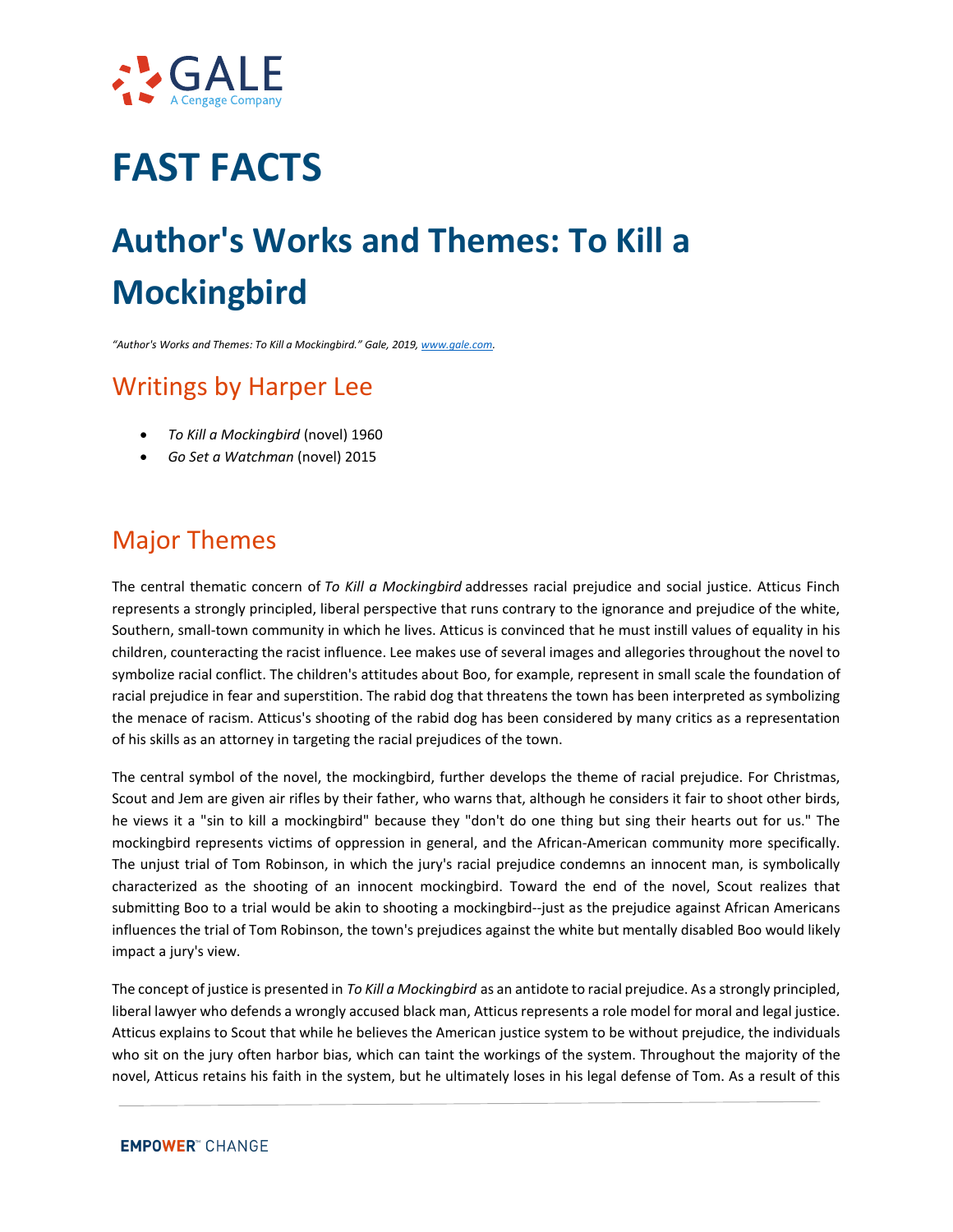# FAST FACTS

# Author's Works and Themes: To Kill a Mockingbird

*"Author's Works and Themes: To Kill a Mockingbird." Gale, 2019, www.gale.com.*

## Writings by Harper Lee

- *To Kill a Mockingbird* (novel) 1960
- *Go Set a Watchman* (novel) 2015

## Major Themes

The central thematic concern of *To Kill a Mockingbird* addresses racial prejudice and social justice. Atticus Finch represents a strongly principled, liberal perspective that runs contrary to the ignorance and prejudice of the white, Southern, small-town community in which he lives. Atticus is convinced that he must instill values of equality in his children, counteracting the racist influence. Lee makes use of several images and allegories throughout the novel to symbolize racial conflict. The children's attitudes about Boo, for example, represent in small scale the foundation of racial prejudice in fear and superstition. The rabid dog that threatens the town has been interpreted as symbolizing the menace of racism. Atticus's shooting of the rabid dog has been considered by many critics as a representation of his skills as an attorney in targeting the racial prejudices of the town.

The central symbol of the novel, the mockingbird, further develops the theme of racial prejudice. For Christmas, Scout and Jem are given air rifles by their father, who warns that, although he considers it fair to shoot other birds, he views it a "sin to kill a mockingbird" because they "don't do one thing but sing their hearts out for us." The mockingbird represents victims of oppression in general, and the African-American community more specifically. The unjust trial of Tom Robinson, in which the jury's racial prejudice condemns an innocent man, is symbolically characterized as the shooting of an innocent mockingbird. Toward the end of the novel, Scout realizes that submitting Boo to a trial would be akin to shooting a mockingbird--just as the prejudice against African Americans influences the trial of Tom Robinson, the town's prejudices against the white but mentally disabled Boo would likely impact a jury's view.

The concept of justice is presented in *To Kill a Mockingbird* as an antidote to racial prejudice. As a strongly principled, liberal lawyer who defends a wrongly accused black man, Atticus represents a role model for moral and legal justice. Atticus explains to Scout that while he believes the American justice system to be without prejudice, the individuals who sit on the jury often harbor bias, which can taint the workings of the system. Throughout the majority of the novel, Atticus retains his faith in the system, but he ultimately loses in his legal defense of Tom. As a result of this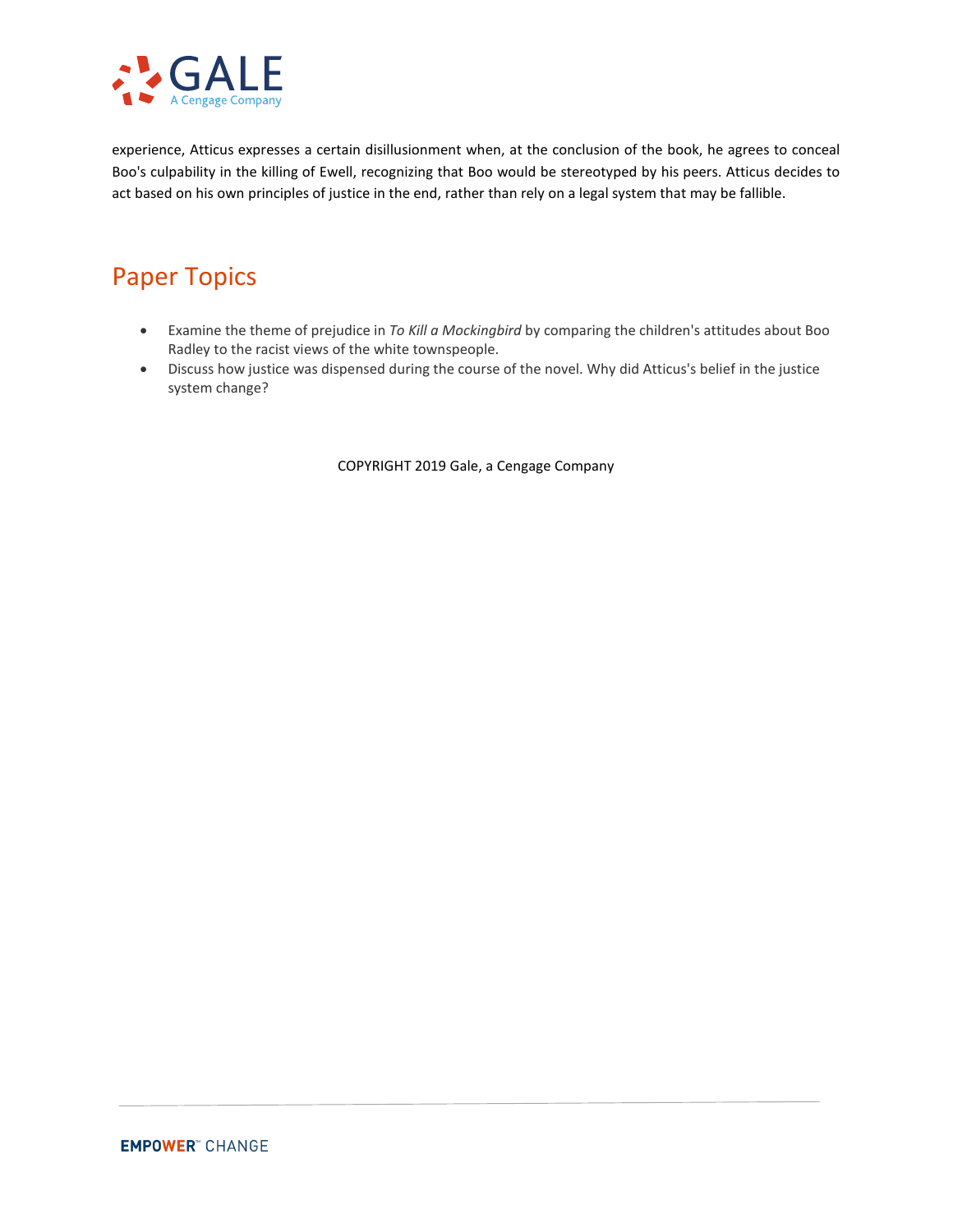experience, Atticus expresses a certain disillusionment when, at the conclusion of the book, he agrees to conceal Boo's culpability in the killing of Ewell, recognizing that Boo would be stereotyped by his peers. Atticus decides to act based on his own principles of justice in the end, rather than rely on a legal system that may be fallible.

## Paper Topics

- Examine the theme of prejudice in *To Kill a Mockingbird* by comparing the children's attitudes about Boo Radley to the racist views of the white townspeople.
- Discuss how justice was dispensed during the course of the novel. Why did Atticus's belief in the justice system change?

COPYRIGHT 2019 Gale, a Cengage Company